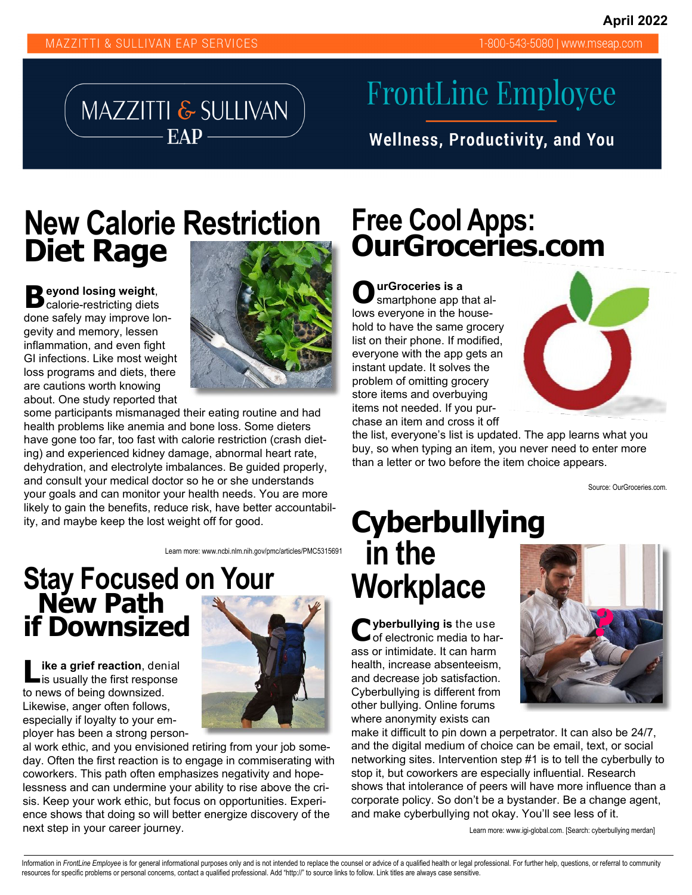April 2022

MAZZITTI & SULLIVAN EAP SERVICES 1-800-543-5080 | www.mseap.com

# FrontLine Employee

**Wellness, Productivity, and You**

## New Calorie Restriction Diet Rage

**Beyond losing weight**, calorie-restricting diets done safely may improve longevity and memory, lessen inflammation, and even fight GI infections. Like most weight loss programs and diets, there are cautions worth knowing about. One study reported that some participants mismanaged their eating routine and had health problems like anemia and bone loss. Some dieters have gone too far, too fast with calorie restriction (crash dieting) and experienced kidney damage, abnormal heart rate, dehydration, and electrolyte imbalances. Be guided properly, and consult your medical doctor so he or she understands your goals and can monitor your health needs. You are more likely to gain the benefits, reduce risk, have better accountability, and maybe keep the lost weight off for good.

Learn more: www.ncbi.nlm.nih.gov/pmc/articles/PMC5315691

## Stay Focused on Your New Path if Downsized

**Like a grief reaction**, denial is usually the first response to news of being downsized. Likewise, anger often follows, especially if loyalty to your employer has been a strong personal work ethic, and you envisioned retiring from your job someday. Often the first reaction is to engage in commiserating with coworkers. This path often emphasizes negativity and hopelessness and can undermine your ability to rise above the crisis. Keep your work ethic, but focus on opportunities. Experience shows that doing so will better energize discovery of the next step in your career journey.

## Free Cool Apps: OurGroceries.com

**OurGroceries is a** smartphone app that allows everyone in the household to have the same grocery list on their phone. If modified, everyone with the app gets an instant update. It solves the problem of omitting grocery store items and overbuying items not needed. If you purchase an item and cross it off the list, everyone's list is updated. The app learns what you buy, so when typing an item, you never need to enter more than a letter or two before the item choice appears.

Source: OurGroceries.com.

## Cyberbullying in the Workplace

**Cyberbullying is** the use of electronic media to harass or intimidate. It can harm health, increase absenteeism, and decrease job satisfaction. Cyberbullying is different from other bullying. Online forums where anonymity exists can make it difficult to pin down a perpetrator. It can also be 24/7, and the digital medium of choice can be email, text, or social networking sites. Intervention step #1 is to tell the cyberbully to stop it, but coworkers are especially influential. Research shows that intolerance of peers will have more influence than a corporate policy. So don't be a bystander. Be a change agent, and make cyberbullying not okay. You'll see less of it.

Learn more: www.igi-global.com. [Search: cyberbullying merdan]

Information in *FrontLine Employee* is for general informational purposes only and is not intended to replace the counsel or advice of a qualified health or legal professional. For further help, questions, or referral to community resources for specific problems or personal concerns, contact a qualified professional. Add "http://" to source links to follow. Link titles are always case sensitive.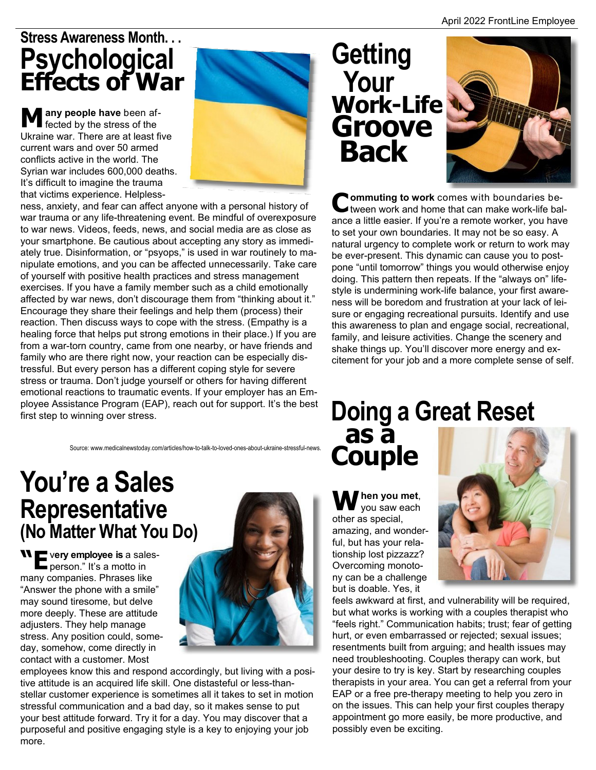## Stress Awareness Month. . .

# Psychological Effects of War

**Many people have** been affected by the stress of the Ukraine war. There are at least five current wars and over 50 armed conflicts active in the world. The Syrian war includes 600,000 deaths. It's difficult to imagine the trauma that victims experience. Helplessness, anxiety, and fear can affect anyone with a personal history of war trauma or any life-threatening event. Be mindful of overexposure to war news. Videos, feeds, news, and social media are as close as your smartphone. Be cautious about accepting any story as immediately true. Disinformation, or "psyops," is used in war routinely to manipulate emotions, and you can be affected unnecessarily. Take care of yourself with positive health practices and stress management exercises. If you have a family member such as a child emotionally affected by war news, don't discourage them from "thinking about it." Encourage they share their feelings and help them (process) their reaction. Then discuss ways to cope with the stress. (Empathy is a healing force that helps put strong emotions in their place.) If you are from a war-torn country, came from one nearby, or have friends and family who are there right now, your reaction can be especially distressful. But every person has a different coping style for severe stress or trauma. Don't judge yourself or others for having different emotional reactions to traumatic events. If your employer has an Employee Assistance Program (EAP), reach out for support. It's the best first step to winning over stress.

Source: www.medicalnewstoday.com/articles/how-to-talk-to-loved-ones-about-ukraine-stressful-news.

# You're a Sales Representative (No Matter What You Do)

"**Every employee is** a salesperson." It's a motto in many companies. Phrases like "Answer the phone with a smile" may sound tiresome, but delve more deeply. These are attitude adjusters. They help manage stress. Any position could, someday, somehow, come directly in contact with a customer. Most employees know this and respond accordingly, but living with a positive attitude is an acquired life skill. One distasteful or less-than-stellar customer experience is sometimes all it takes to set in motion stressful communication and a bad day, so it makes sense to put your best attitude forward. Try it for a day. You may discover that a purposeful and positive engaging style is a key to enjoying your job more.

# Getting Your Work-Life Groove Back

**Commuting to work** comes with boundaries between work and home that can make work-life balance a little easier. If you're a remote worker, you have to set your own boundaries. It may not be so easy. A natural urgency to complete work or return to work may be ever-present. This dynamic can cause you to postpone "until tomorrow" things you would otherwise enjoy doing. This pattern then repeats. If the "always on" lifestyle is undermining work-life balance, your first awareness will be boredom and frustration at your lack of leisure or engaging recreational pursuits. Identify and use this awareness to plan and engage social, recreational, family, and leisure activities. Change the scenery and shake things up. You'll discover more energy and excitement for your job and a more complete sense of self.

# Doing a Great Reset as a Couple

**When you met**, you saw each other as special, amazing, and wonderful, but has your relationship lost pizzazz? Overcoming monotony can be a challenge but is doable. Yes, it feels awkward at first, and vulnerability will be required, but what works is working with a couples therapist who "feels right." Communication habits; trust; fear of getting hurt, or even embarrassed or rejected; sexual issues; resentments built from arguing; and health issues may need troubleshooting. Couples therapy can work, but your desire to try is key. Start by researching couples therapists in your area. You can get a referral from your EAP or a free pre-therapy meeting to help you zero in on the issues. This can help your first couples therapy appointment go more easily, be more productive, and possibly even be exciting.